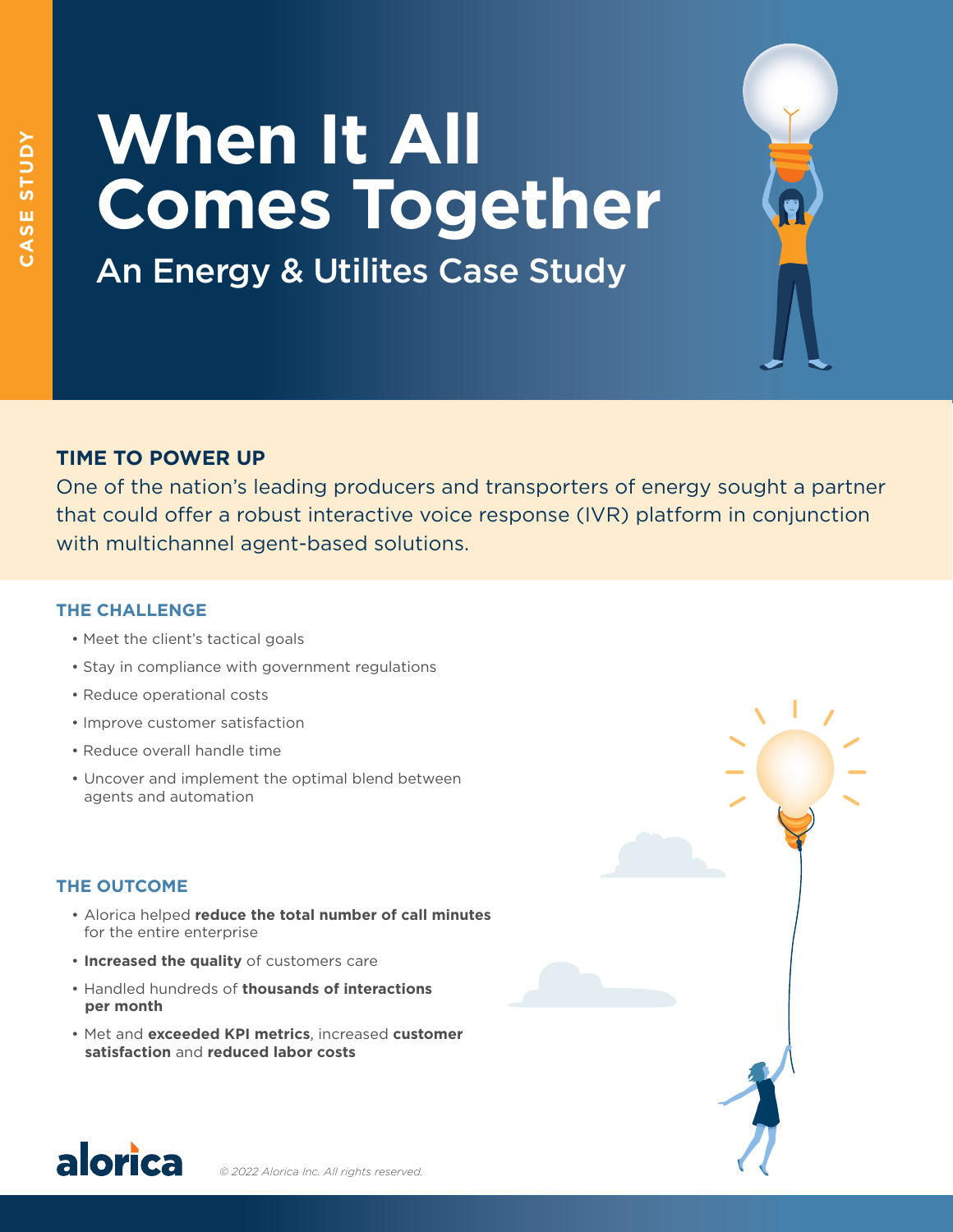CASE STUDY

# When It All Comes Together

## An Energy & Utilites Case Study

### TIME TO POWER UP

One of the nation's leading producers and transporters of energy sought a partner that could offer a robust interactive voice response (IVR) platform in conjunction with multichannel agent-based solutions.

### THE CHALLENGE

- Meet the client's tactical goals
- Stay in compliance with government regulations
- Reduce operational costs
- Improve customer satisfaction
- Reduce overall handle time
- Uncover and implement the optimal blend between agents and automation

### THE OUTCOME

- Alorica helped **reduce the total number of call minutes** for the entire enterprise
- **Increased the quality** of customers care
- Handled hundreds of **thousands of interactions per month**
- Met and **exceeded KPI metrics**, increased **customer satisfaction** and **reduced labor costs**

alorica

*© 2022 Alorica Inc. All rights reserved.*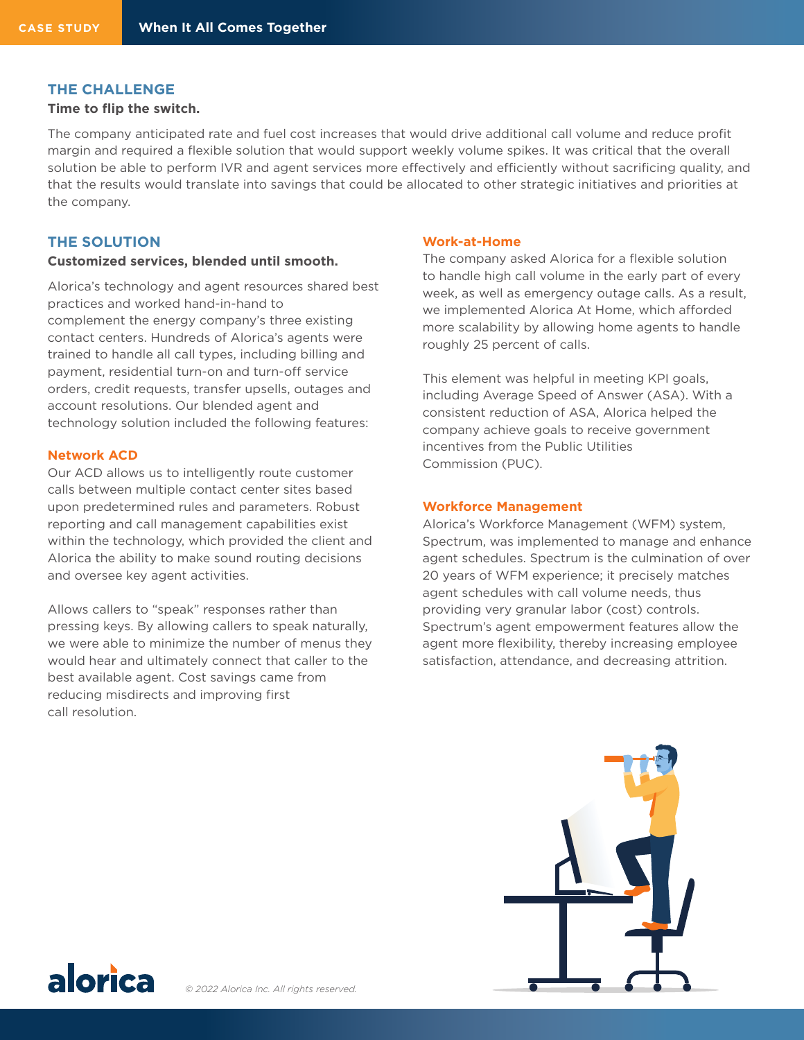## THE CHALLENGE

**Time to flip the switch.**

The company anticipated rate and fuel cost increases that would drive additional call volume and reduce profit margin and required a flexible solution that would support weekly volume spikes. It was critical that the overall solution be able to perform IVR and agent services more effectively and efficiently without sacrificing quality, and that the results would translate into savings that could be allocated to other strategic initiatives and priorities at the company.

## THE SOLUTION

**Customized services, blended until smooth.**

Alorica's technology and agent resources shared best practices and worked hand-in-hand to complement the energy company's three existing contact centers. Hundreds of Alorica's agents were trained to handle all call types, including billing and payment, residential turn-on and turn-off service orders, credit requests, transfer upsells, outages and account resolutions. Our blended agent and technology solution included the following features:

### Network ACD

Our ACD allows us to intelligently route customer calls between multiple contact center sites based upon predetermined rules and parameters. Robust reporting and call management capabilities exist within the technology, which provided the client and Alorica the ability to make sound routing decisions and oversee key agent activities.

Allows callers to "speak" responses rather than pressing keys. By allowing callers to speak naturally, we were able to minimize the number of menus they would hear and ultimately connect that caller to the best available agent. Cost savings came from reducing misdirects and improving first call resolution.

### Work-at-Home

The company asked Alorica for a flexible solution to handle high call volume in the early part of every week, as well as emergency outage calls. As a result, we implemented Alorica At Home, which afforded more scalability by allowing home agents to handle roughly 25 percent of calls.

This element was helpful in meeting KPI goals, including Average Speed of Answer (ASA). With a consistent reduction of ASA, Alorica helped the company achieve goals to receive government incentives from the Public Utilities Commission (PUC).

### Workforce Management

Alorica's Workforce Management (WFM) system, Spectrum, was implemented to manage and enhance agent schedules. Spectrum is the culmination of over 20 years of WFM experience; it precisely matches agent schedules with call volume needs, thus providing very granular labor (cost) controls. Spectrum's agent empowerment features allow the agent more flexibility, thereby increasing employee satisfaction, attendance, and decreasing attrition.

*© 2022 Alorica Inc. All rights reserved.*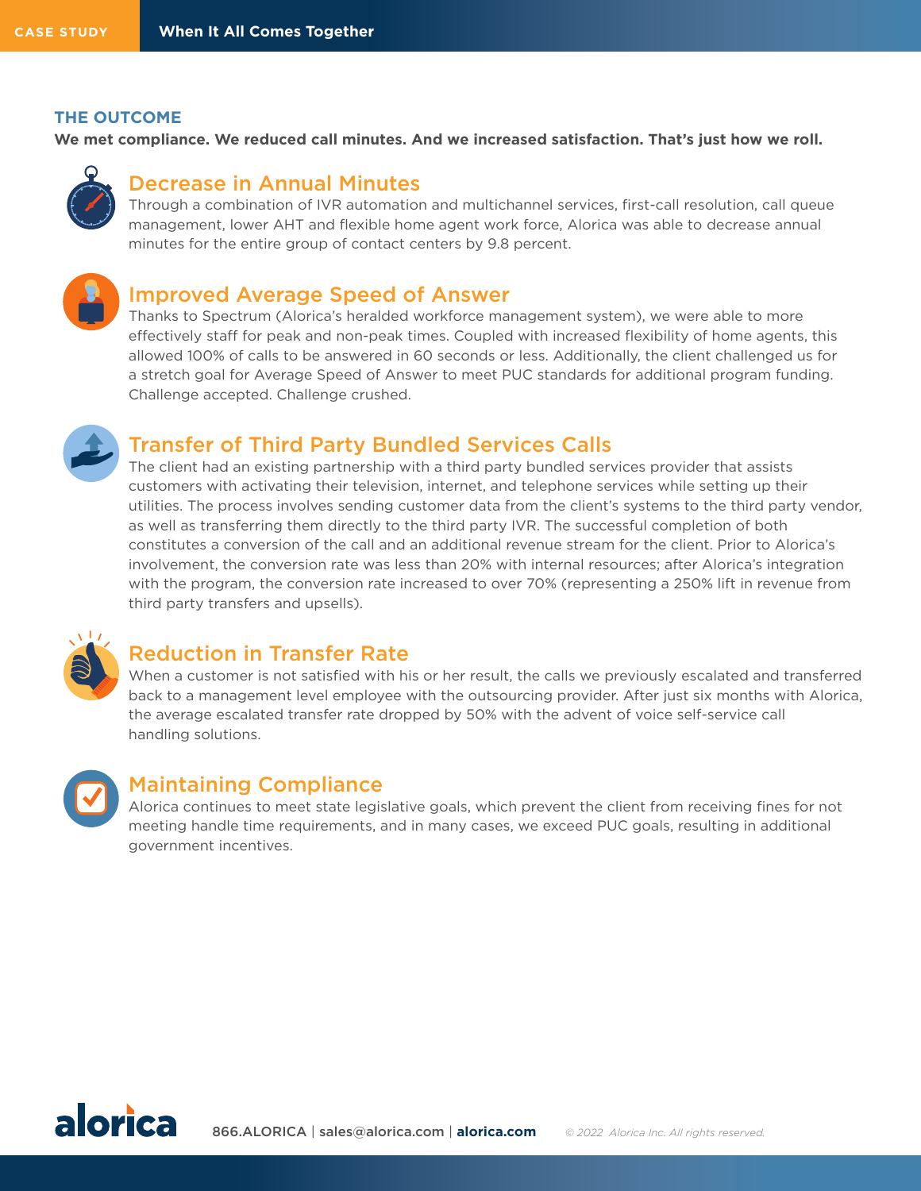## THE OUTCOME

**We met compliance. We reduced call minutes. And we increased satisfaction. That's just how we roll.**

### Decrease in Annual Minutes

Through a combination of IVR automation and multichannel services, first-call resolution, call queue management, lower AHT and flexible home agent work force, Alorica was able to decrease annual minutes for the entire group of contact centers by 9.8 percent.

### Improved Average Speed of Answer

Thanks to Spectrum (Alorica's heralded workforce management system), we were able to more effectively staff for peak and non-peak times. Coupled with increased flexibility of home agents, this allowed 100% of calls to be answered in 60 seconds or less. Additionally, the client challenged us for a stretch goal for Average Speed of Answer to meet PUC standards for additional program funding. Challenge accepted. Challenge crushed.

### Transfer of Third Party Bundled Services Calls

The client had an existing partnership with a third party bundled services provider that assists customers with activating their television, internet, and telephone services while setting up their utilities. The process involves sending customer data from the client's systems to the third party vendor, as well as transferring them directly to the third party IVR. The successful completion of both constitutes a conversion of the call and an additional revenue stream for the client. Prior to Alorica's involvement, the conversion rate was less than 20% with internal resources; after Alorica's integration with the program, the conversion rate increased to over 70% (representing a 250% lift in revenue from third party transfers and upsells).

### Reduction in Transfer Rate

When a customer is not satisfied with his or her result, the calls we previously escalated and transferred back to a management level employee with the outsourcing provider. After just six months with Alorica, the average escalated transfer rate dropped by 50% with the advent of voice self-service call handling solutions.

### Maintaining Compliance

Alorica continues to meet state legislative goals, which prevent the client from receiving fines for not meeting handle time requirements, and in many cases, we exceed PUC goals, resulting in additional government incentives.

866.ALORICA | sales@alorica.com | **alorica.com**

*© 2022 Alorica Inc. All rights reserved.*